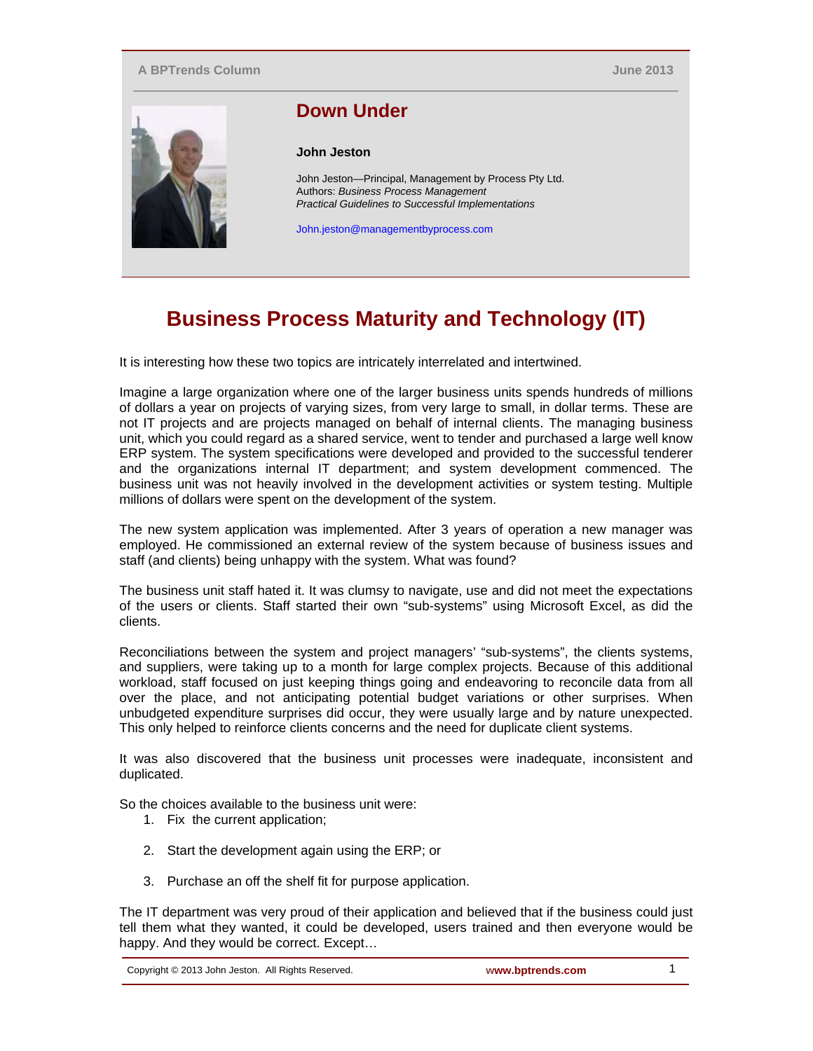A BPTrends Column

June 2013

## Down Under

**John Jeston**

John Jeston—Principal, Management by Process Pty Ltd.
Authors: *Business Process Management*
*Practical Guidelines to Successful Implementations*

John.jeston@managementbyprocess.com

# Business Process Maturity and Technology (IT)

It is interesting how these two topics are intricately interrelated and intertwined.

Imagine a large organization where one of the larger business units spends hundreds of millions of dollars a year on projects of varying sizes, from very large to small, in dollar terms. These are not IT projects and are projects managed on behalf of internal clients. The managing business unit, which you could regard as a shared service, went to tender and purchased a large well know ERP system. The system specifications were developed and provided to the successful tenderer and the organizations internal IT department; and system development commenced. The business unit was not heavily involved in the development activities or system testing. Multiple millions of dollars were spent on the development of the system.

The new system application was implemented. After 3 years of operation a new manager was employed. He commissioned an external review of the system because of business issues and staff (and clients) being unhappy with the system. What was found?

The business unit staff hated it. It was clumsy to navigate, use and did not meet the expectations of the users or clients. Staff started their own "sub-systems" using Microsoft Excel, as did the clients.

Reconciliations between the system and project managers' "sub-systems", the clients systems, and suppliers, were taking up to a month for large complex projects. Because of this additional workload, staff focused on just keeping things going and endeavoring to reconcile data from all over the place, and not anticipating potential budget variations or other surprises. When unbudgeted expenditure surprises did occur, they were usually large and by nature unexpected. This only helped to reinforce clients concerns and the need for duplicate client systems.

It was also discovered that the business unit processes were inadequate, inconsistent and duplicated.

So the choices available to the business unit were:

1. Fix the current application;
2. Start the development again using the ERP; or
3. Purchase an off the shelf fit for purpose application.

The IT department was very proud of their application and believed that if the business could just tell them what they wanted, it could be developed, users trained and then everyone would be happy. And they would be correct. Except…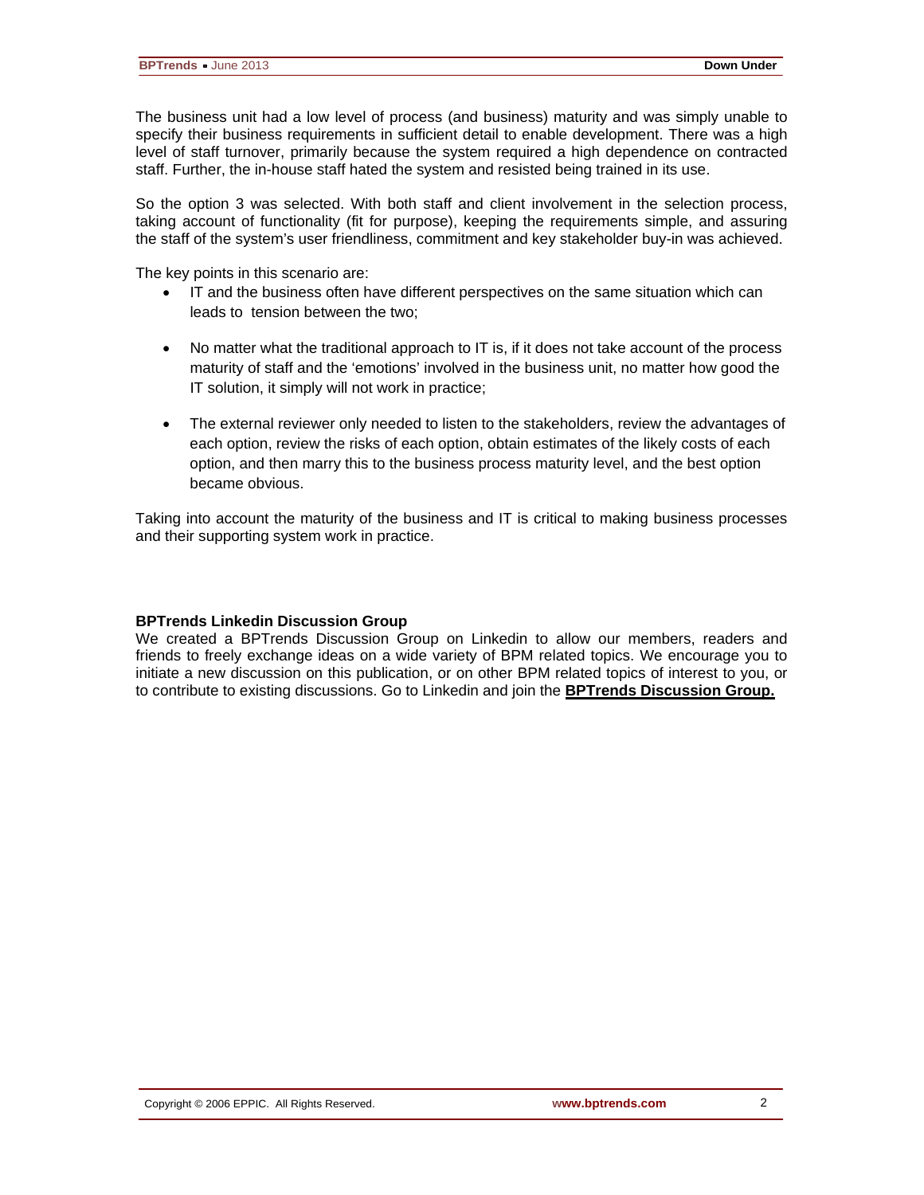The business unit had a low level of process (and business) maturity and was simply unable to specify their business requirements in sufficient detail to enable development. There was a high level of staff turnover, primarily because the system required a high dependence on contracted staff. Further, the in-house staff hated the system and resisted being trained in its use.

So the option 3 was selected. With both staff and client involvement in the selection process, taking account of functionality (fit for purpose), keeping the requirements simple, and assuring the staff of the system's user friendliness, commitment and key stakeholder buy-in was achieved.

The key points in this scenario are:

- IT and the business often have different perspectives on the same situation which can leads to tension between the two;
- No matter what the traditional approach to IT is, if it does not take account of the process maturity of staff and the 'emotions' involved in the business unit, no matter how good the IT solution, it simply will not work in practice;
- The external reviewer only needed to listen to the stakeholders, review the advantages of each option, review the risks of each option, obtain estimates of the likely costs of each option, and then marry this to the business process maturity level, and the best option became obvious.

Taking into account the maturity of the business and IT is critical to making business processes and their supporting system work in practice.

**BPTrends Linkedin Discussion Group**

We created a BPTrends Discussion Group on Linkedin to allow our members, readers and friends to freely exchange ideas on a wide variety of BPM related topics. We encourage you to initiate a new discussion on this publication, or on other BPM related topics of interest to you, or to contribute to existing discussions. Go to Linkedin and join the **BPTrends Discussion Group.**